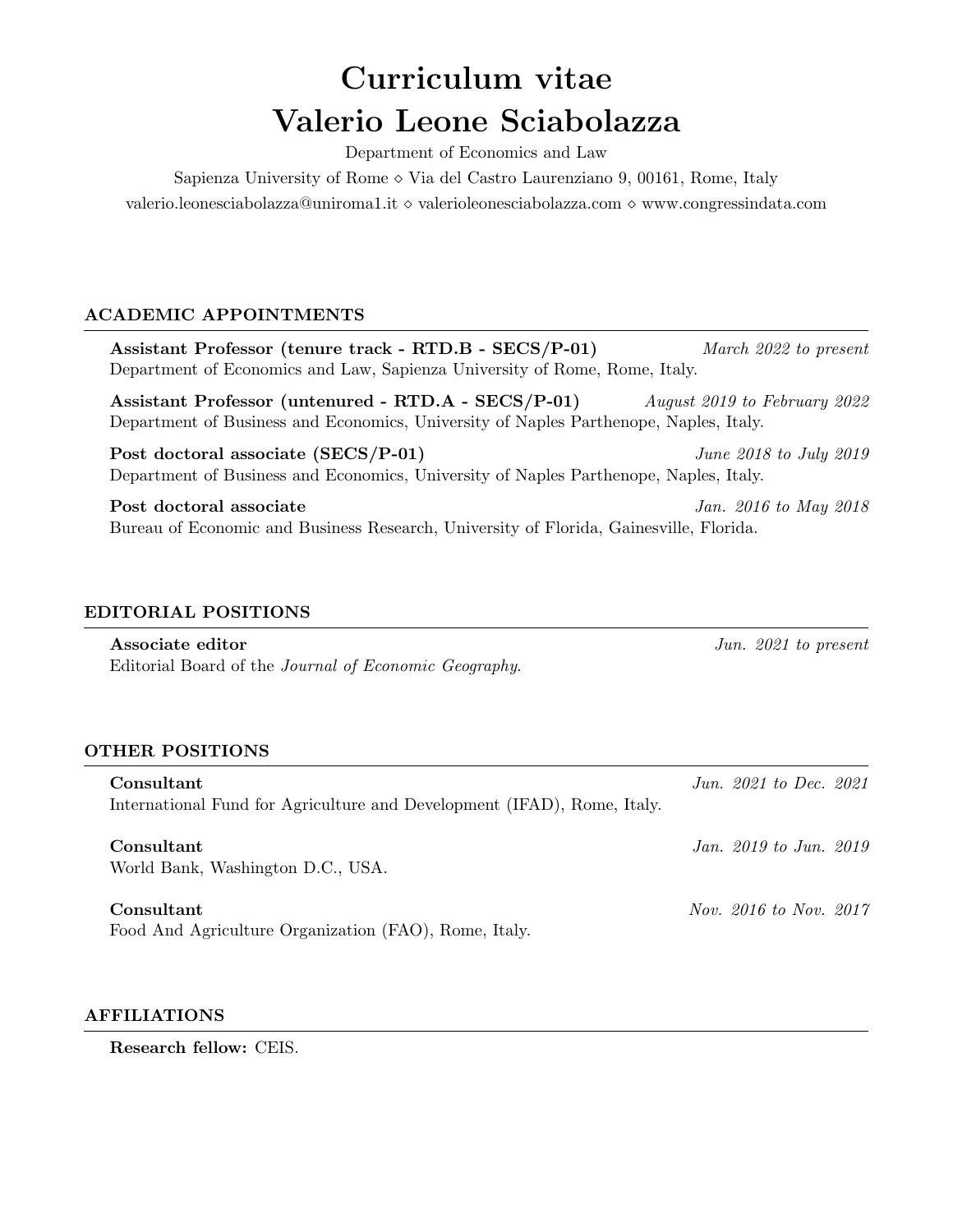# Curriculum vitae
# Valerio Leone Sciabolazza

Department of Economics and Law

Sapienza University of Rome ⋄ Via del Castro Laurenziano 9, 00161, Rome, Italy

valerio.leonesciabolazza@uniroma1.it ⋄ valerioleonesciabolazza.com ⋄ www.congressindata.com

## ACADEMIC APPOINTMENTS

**Assistant Professor (tenure track - RTD.B - SECS/P-01)** *March 2022 to present*
Department of Economics and Law, Sapienza University of Rome, Rome, Italy.

**Assistant Professor (untenured - RTD.A - SECS/P-01)** *August 2019 to February 2022*
Department of Business and Economics, University of Naples Parthenope, Naples, Italy.

**Post doctoral associate (SECS/P-01)** *June 2018 to July 2019*
Department of Business and Economics, University of Naples Parthenope, Naples, Italy.

**Post doctoral associate** *Jan. 2016 to May 2018*
Bureau of Economic and Business Research, University of Florida, Gainesville, Florida.

## EDITORIAL POSITIONS

**Associate editor** *Jun. 2021 to present*
Editorial Board of the *Journal of Economic Geography.*

## OTHER POSITIONS

**Consultant** *Jun. 2021 to Dec. 2021*
International Fund for Agriculture and Development (IFAD), Rome, Italy.

**Consultant** *Jan. 2019 to Jun. 2019*
World Bank, Washington D.C., USA.

**Consultant** *Nov. 2016 to Nov. 2017*
Food And Agriculture Organization (FAO), Rome, Italy.

## AFFILIATIONS

**Research fellow:** CEIS.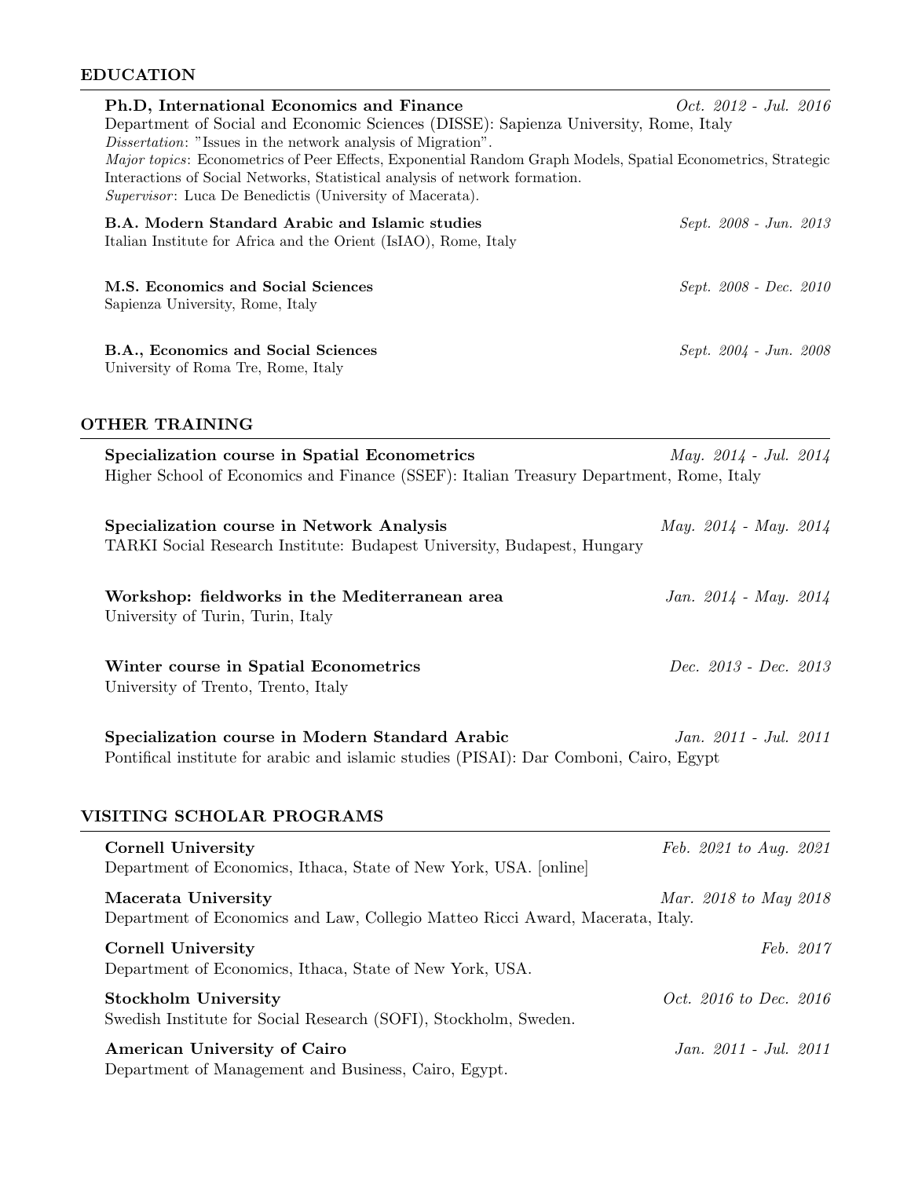## EDUCATION

**Ph.D, International Economics and Finance** *Oct. 2012 - Jul. 2016*
Department of Social and Economic Sciences (DISSE): Sapienza University, Rome, Italy
*Dissertation*: "Issues in the network analysis of Migration".
*Major topics*: Econometrics of Peer Effects, Exponential Random Graph Models, Spatial Econometrics, Strategic Interactions of Social Networks, Statistical analysis of network formation.
*Supervisor*: Luca De Benedictis (University of Macerata).

**B.A. Modern Standard Arabic and Islamic studies** *Sept. 2008 - Jun. 2013*
Italian Institute for Africa and the Orient (IsIAO), Rome, Italy

**M.S. Economics and Social Sciences** *Sept. 2008 - Dec. 2010*
Sapienza University, Rome, Italy

**B.A., Economics and Social Sciences** *Sept. 2004 - Jun. 2008*
University of Roma Tre, Rome, Italy

## OTHER TRAINING

**Specialization course in Spatial Econometrics** *May. 2014 - Jul. 2014*
Higher School of Economics and Finance (SSEF): Italian Treasury Department, Rome, Italy

**Specialization course in Network Analysis** *May. 2014 - May. 2014*
TARKI Social Research Institute: Budapest University, Budapest, Hungary

**Workshop: fieldworks in the Mediterranean area** *Jan. 2014 - May. 2014*
University of Turin, Turin, Italy

**Winter course in Spatial Econometrics** *Dec. 2013 - Dec. 2013*
University of Trento, Trento, Italy

**Specialization course in Modern Standard Arabic** *Jan. 2011 - Jul. 2011*
Pontifical institute for arabic and islamic studies (PISAI): Dar Comboni, Cairo, Egypt

## VISITING SCHOLAR PROGRAMS

**Cornell University** *Feb. 2021 to Aug. 2021*
Department of Economics, Ithaca, State of New York, USA. [online]

**Macerata University** *Mar. 2018 to May 2018*
Department of Economics and Law, Collegio Matteo Ricci Award, Macerata, Italy.

**Cornell University** *Feb. 2017*
Department of Economics, Ithaca, State of New York, USA.

**Stockholm University** *Oct. 2016 to Dec. 2016*
Swedish Institute for Social Research (SOFI), Stockholm, Sweden.

**American University of Cairo** *Jan. 2011 - Jul. 2011*
Department of Management and Business, Cairo, Egypt.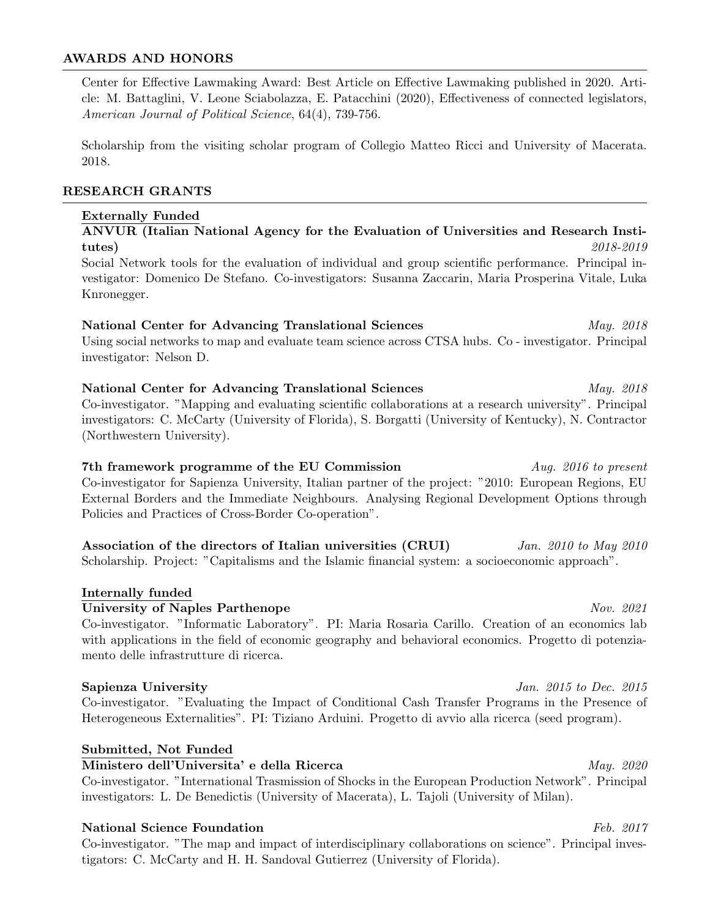## AWARDS AND HONORS

Center for Effective Lawmaking Award: Best Article on Effective Lawmaking published in 2020. Article: M. Battaglini, V. Leone Sciabolazza, E. Patacchini (2020), Effectiveness of connected legislators, *American Journal of Political Science*, 64(4), 739-756.

Scholarship from the visiting scholar program of Collegio Matteo Ricci and University of Macerata. 2018.

## RESEARCH GRANTS

### Externally Funded

**ANVUR (Italian National Agency for the Evaluation of Universities and Research Institutes)** *2018-2019*
Social Network tools for the evaluation of individual and group scientific performance. Principal investigator: Domenico De Stefano. Co-investigators: Susanna Zaccarin, Maria Prosperina Vitale, Luka Knronegger.

**National Center for Advancing Translational Sciences** *May. 2018*
Using social networks to map and evaluate team science across CTSA hubs. Co - investigator. Principal investigator: Nelson D.

**National Center for Advancing Translational Sciences** *May. 2018*
Co-investigator. "Mapping and evaluating scientific collaborations at a research university". Principal investigators: C. McCarty (University of Florida), S. Borgatti (University of Kentucky), N. Contractor (Northwestern University).

**7th framework programme of the EU Commission** *Aug. 2016 to present*
Co-investigator for Sapienza University, Italian partner of the project: "2010: European Regions, EU External Borders and the Immediate Neighbours. Analysing Regional Development Options through Policies and Practices of Cross-Border Co-operation".

**Association of the directors of Italian universities (CRUI)** *Jan. 2010 to May 2010*
Scholarship. Project: "Capitalisms and the Islamic financial system: a socioeconomic approach".

### Internally funded

**University of Naples Parthenope** *Nov. 2021*
Co-investigator. "Informatic Laboratory". PI: Maria Rosaria Carillo. Creation of an economics lab with applications in the field of economic geography and behavioral economics. Progetto di potenziamento delle infrastrutture di ricerca.

**Sapienza University** *Jan. 2015 to Dec. 2015*
Co-investigator. "Evaluating the Impact of Conditional Cash Transfer Programs in the Presence of Heterogeneous Externalities". PI: Tiziano Arduini. Progetto di avvio alla ricerca (seed program).

### Submitted, Not Funded

**Ministero dell'Universita' e della Ricerca** *May. 2020*
Co-investigator. "International Trasmission of Shocks in the European Production Network". Principal investigators: L. De Benedictis (University of Macerata), L. Tajoli (University of Milan).

**National Science Foundation** *Feb. 2017*
Co-investigator. "The map and impact of interdisciplinary collaborations on science". Principal investigators: C. McCarty and H. H. Sandoval Gutierrez (University of Florida).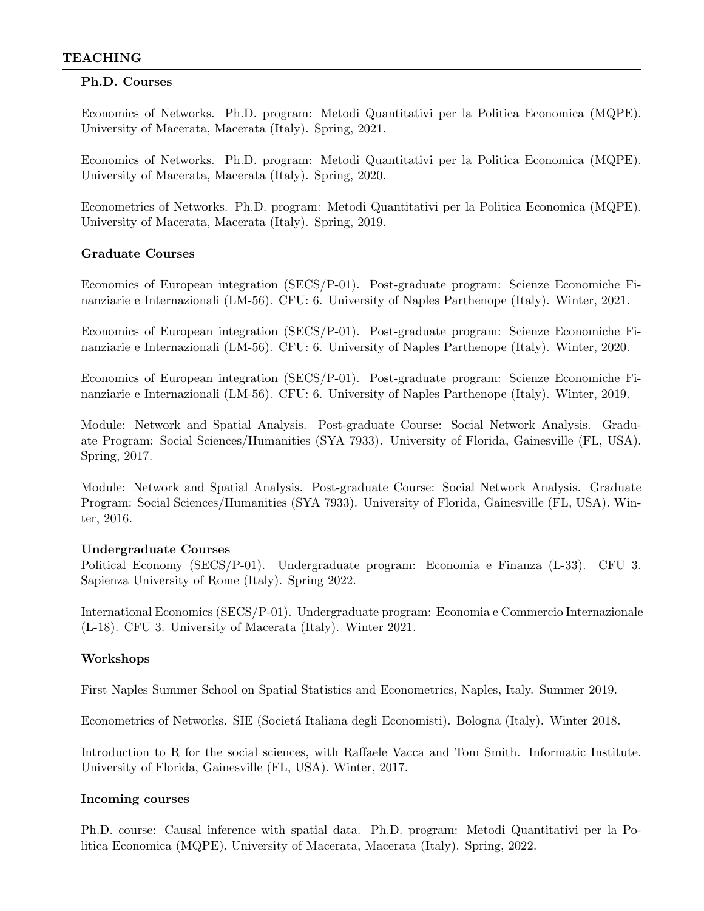## TEACHING

### Ph.D. Courses

Economics of Networks. Ph.D. program: Metodi Quantitativi per la Politica Economica (MQPE). University of Macerata, Macerata (Italy). Spring, 2021.

Economics of Networks. Ph.D. program: Metodi Quantitativi per la Politica Economica (MQPE). University of Macerata, Macerata (Italy). Spring, 2020.

Econometrics of Networks. Ph.D. program: Metodi Quantitativi per la Politica Economica (MQPE). University of Macerata, Macerata (Italy). Spring, 2019.

### Graduate Courses

Economics of European integration (SECS/P-01). Post-graduate program: Scienze Economiche Finanziarie e Internazionali (LM-56). CFU: 6. University of Naples Parthenope (Italy). Winter, 2021.

Economics of European integration (SECS/P-01). Post-graduate program: Scienze Economiche Finanziarie e Internazionali (LM-56). CFU: 6. University of Naples Parthenope (Italy). Winter, 2020.

Economics of European integration (SECS/P-01). Post-graduate program: Scienze Economiche Finanziarie e Internazionali (LM-56). CFU: 6. University of Naples Parthenope (Italy). Winter, 2019.

Module: Network and Spatial Analysis. Post-graduate Course: Social Network Analysis. Graduate Program: Social Sciences/Humanities (SYA 7933). University of Florida, Gainesville (FL, USA). Spring, 2017.

Module: Network and Spatial Analysis. Post-graduate Course: Social Network Analysis. Graduate Program: Social Sciences/Humanities (SYA 7933). University of Florida, Gainesville (FL, USA). Winter, 2016.

### Undergraduate Courses

Political Economy (SECS/P-01). Undergraduate program: Economia e Finanza (L-33). CFU 3. Sapienza University of Rome (Italy). Spring 2022.

International Economics (SECS/P-01). Undergraduate program: Economia e Commercio Internazionale (L-18). CFU 3. University of Macerata (Italy). Winter 2021.

### Workshops

First Naples Summer School on Spatial Statistics and Econometrics, Naples, Italy. Summer 2019.

Econometrics of Networks. SIE (Societá Italiana degli Economisti). Bologna (Italy). Winter 2018.

Introduction to R for the social sciences, with Raffaele Vacca and Tom Smith. Informatic Institute. University of Florida, Gainesville (FL, USA). Winter, 2017.

### Incoming courses

Ph.D. course: Causal inference with spatial data. Ph.D. program: Metodi Quantitativi per la Politica Economica (MQPE). University of Macerata, Macerata (Italy). Spring, 2022.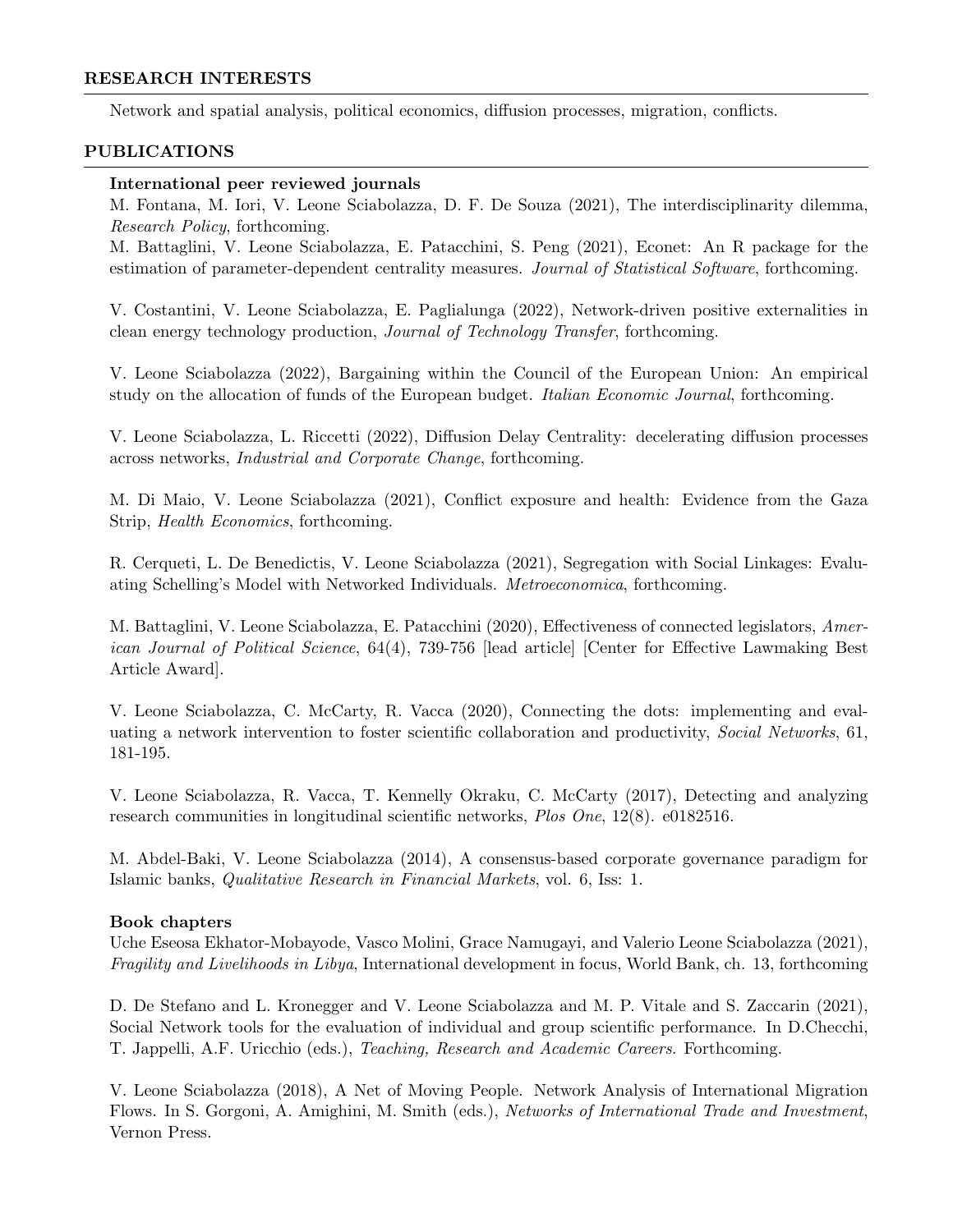## RESEARCH INTERESTS

Network and spatial analysis, political economics, diffusion processes, migration, conflicts.

## PUBLICATIONS

**International peer reviewed journals**

M. Fontana, M. Iori, V. Leone Sciabolazza, D. F. De Souza (2021), The interdisciplinarity dilemma, *Research Policy*, forthcoming.

M. Battaglini, V. Leone Sciabolazza, E. Patacchini, S. Peng (2021), Econet: An R package for the estimation of parameter-dependent centrality measures. *Journal of Statistical Software*, forthcoming.

V. Costantini, V. Leone Sciabolazza, E. Paglialunga (2022), Network-driven positive externalities in clean energy technology production, *Journal of Technology Transfer*, forthcoming.

V. Leone Sciabolazza (2022), Bargaining within the Council of the European Union: An empirical study on the allocation of funds of the European budget. *Italian Economic Journal*, forthcoming.

V. Leone Sciabolazza, L. Riccetti (2022), Diffusion Delay Centrality: decelerating diffusion processes across networks, *Industrial and Corporate Change*, forthcoming.

M. Di Maio, V. Leone Sciabolazza (2021), Conflict exposure and health: Evidence from the Gaza Strip, *Health Economics*, forthcoming.

R. Cerqueti, L. De Benedictis, V. Leone Sciabolazza (2021), Segregation with Social Linkages: Evaluating Schelling's Model with Networked Individuals. *Metroeconomica*, forthcoming.

M. Battaglini, V. Leone Sciabolazza, E. Patacchini (2020), Effectiveness of connected legislators, *American Journal of Political Science*, 64(4), 739-756 [lead article] [Center for Effective Lawmaking Best Article Award].

V. Leone Sciabolazza, C. McCarty, R. Vacca (2020), Connecting the dots: implementing and evaluating a network intervention to foster scientific collaboration and productivity, *Social Networks*, 61, 181-195.

V. Leone Sciabolazza, R. Vacca, T. Kennelly Okraku, C. McCarty (2017), Detecting and analyzing research communities in longitudinal scientific networks, *Plos One*, 12(8). e0182516.

M. Abdel-Baki, V. Leone Sciabolazza (2014), A consensus-based corporate governance paradigm for Islamic banks, *Qualitative Research in Financial Markets*, vol. 6, Iss: 1.

**Book chapters**

Uche Eseosa Ekhator-Mobayode, Vasco Molini, Grace Namugayi, and Valerio Leone Sciabolazza (2021), *Fragility and Livelihoods in Libya*, International development in focus, World Bank, ch. 13, forthcoming

D. De Stefano and L. Kronegger and V. Leone Sciabolazza and M. P. Vitale and S. Zaccarin (2021), Social Network tools for the evaluation of individual and group scientific performance. In D.Checchi, T. Jappelli, A.F. Uricchio (eds.), *Teaching, Research and Academic Careers.* Forthcoming.

V. Leone Sciabolazza (2018), A Net of Moving People. Network Analysis of International Migration Flows. In S. Gorgoni, A. Amighini, M. Smith (eds.), *Networks of International Trade and Investment*, Vernon Press.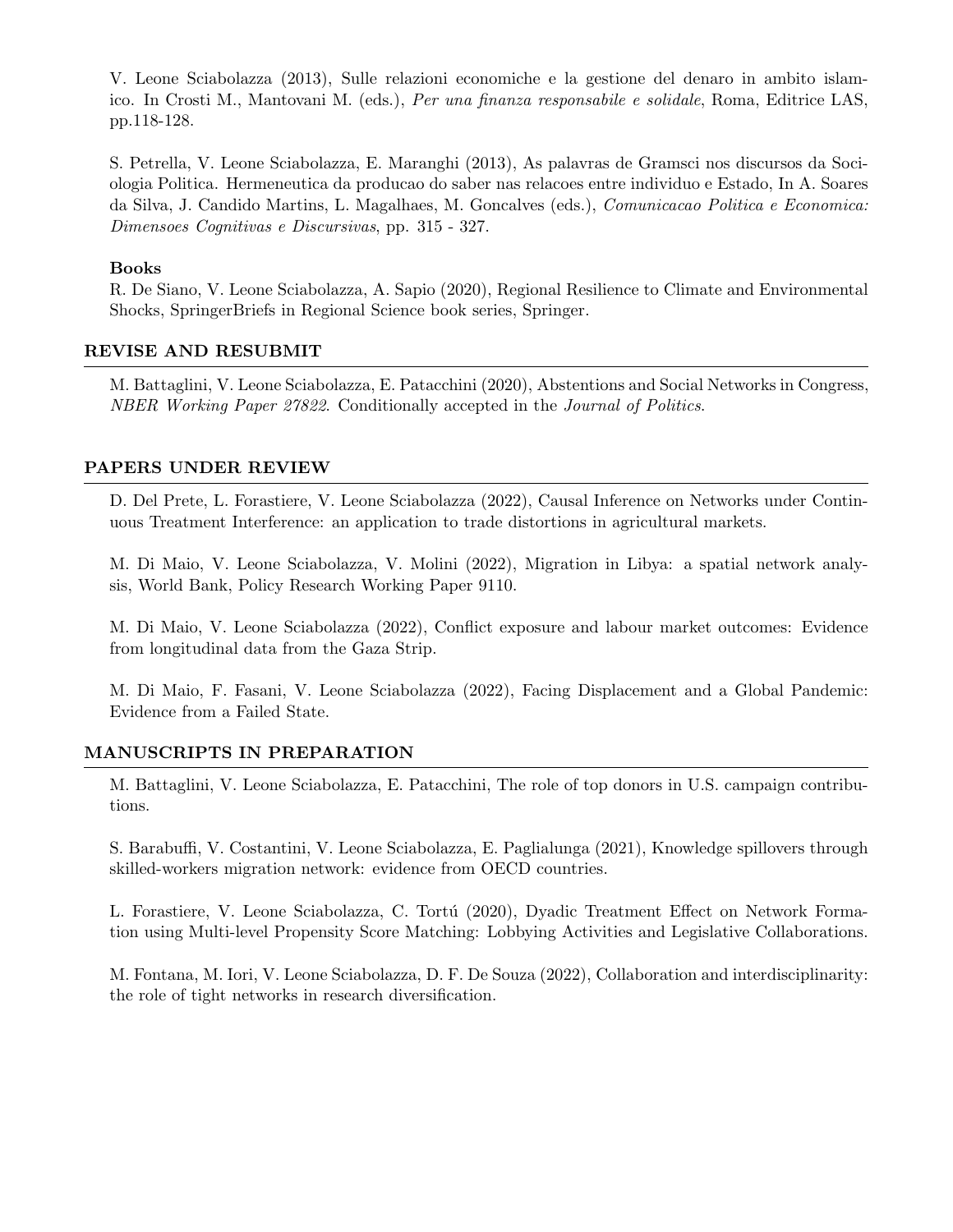V. Leone Sciabolazza (2013), Sulle relazioni economiche e la gestione del denaro in ambito islamico. In Crosti M., Mantovani M. (eds.), *Per una finanza responsabile e solidale*, Roma, Editrice LAS, pp.118-128.

S. Petrella, V. Leone Sciabolazza, E. Maranghi (2013), As palavras de Gramsci nos discursos da Sociologia Politica. Hermeneutica da producao do saber nas relacoes entre individuo e Estado, In A. Soares da Silva, J. Candido Martins, L. Magalhaes, M. Goncalves (eds.), *Comunicacao Politica e Economica: Dimensoes Cognitivas e Discursivas*, pp. 315 - 327.

**Books**

R. De Siano, V. Leone Sciabolazza, A. Sapio (2020), Regional Resilience to Climate and Environmental Shocks, SpringerBriefs in Regional Science book series, Springer.

## REVISE AND RESUBMIT

M. Battaglini, V. Leone Sciabolazza, E. Patacchini (2020), Abstentions and Social Networks in Congress, *NBER Working Paper 27822*. Conditionally accepted in the *Journal of Politics*.

## PAPERS UNDER REVIEW

D. Del Prete, L. Forastiere, V. Leone Sciabolazza (2022), Causal Inference on Networks under Continuous Treatment Interference: an application to trade distortions in agricultural markets.

M. Di Maio, V. Leone Sciabolazza, V. Molini (2022), Migration in Libya: a spatial network analysis, World Bank, Policy Research Working Paper 9110.

M. Di Maio, V. Leone Sciabolazza (2022), Conflict exposure and labour market outcomes: Evidence from longitudinal data from the Gaza Strip.

M. Di Maio, F. Fasani, V. Leone Sciabolazza (2022), Facing Displacement and a Global Pandemic: Evidence from a Failed State.

## MANUSCRIPTS IN PREPARATION

M. Battaglini, V. Leone Sciabolazza, E. Patacchini, The role of top donors in U.S. campaign contributions.

S. Barabuffi, V. Costantini, V. Leone Sciabolazza, E. Paglialunga (2021), Knowledge spillovers through skilled-workers migration network: evidence from OECD countries.

L. Forastiere, V. Leone Sciabolazza, C. Tortú (2020), Dyadic Treatment Effect on Network Formation using Multi-level Propensity Score Matching: Lobbying Activities and Legislative Collaborations.

M. Fontana, M. Iori, V. Leone Sciabolazza, D. F. De Souza (2022), Collaboration and interdisciplinarity: the role of tight networks in research diversification.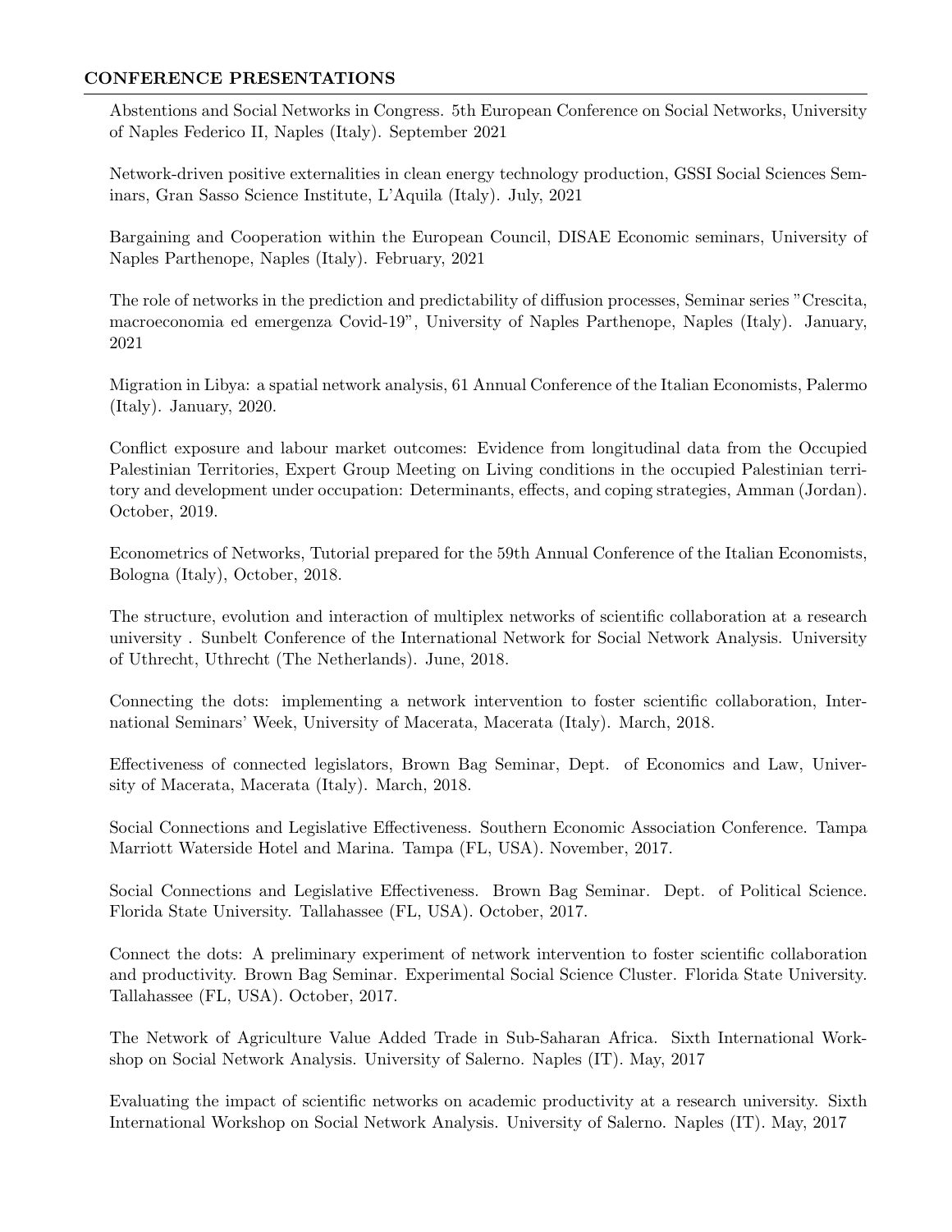## CONFERENCE PRESENTATIONS

Abstentions and Social Networks in Congress. 5th European Conference on Social Networks, University of Naples Federico II, Naples (Italy). September 2021

Network-driven positive externalities in clean energy technology production, GSSI Social Sciences Seminars, Gran Sasso Science Institute, L'Aquila (Italy). July, 2021

Bargaining and Cooperation within the European Council, DISAE Economic seminars, University of Naples Parthenope, Naples (Italy). February, 2021

The role of networks in the prediction and predictability of diffusion processes, Seminar series "Crescita, macroeconomia ed emergenza Covid-19", University of Naples Parthenope, Naples (Italy). January, 2021

Migration in Libya: a spatial network analysis, 61 Annual Conference of the Italian Economists, Palermo (Italy). January, 2020.

Conflict exposure and labour market outcomes: Evidence from longitudinal data from the Occupied Palestinian Territories, Expert Group Meeting on Living conditions in the occupied Palestinian territory and development under occupation: Determinants, effects, and coping strategies, Amman (Jordan). October, 2019.

Econometrics of Networks, Tutorial prepared for the 59th Annual Conference of the Italian Economists, Bologna (Italy), October, 2018.

The structure, evolution and interaction of multiplex networks of scientific collaboration at a research university . Sunbelt Conference of the International Network for Social Network Analysis. University of Uthrecht, Uthrecht (The Netherlands). June, 2018.

Connecting the dots: implementing a network intervention to foster scientific collaboration, International Seminars' Week, University of Macerata, Macerata (Italy). March, 2018.

Effectiveness of connected legislators, Brown Bag Seminar, Dept. of Economics and Law, University of Macerata, Macerata (Italy). March, 2018.

Social Connections and Legislative Effectiveness. Southern Economic Association Conference. Tampa Marriott Waterside Hotel and Marina. Tampa (FL, USA). November, 2017.

Social Connections and Legislative Effectiveness. Brown Bag Seminar. Dept. of Political Science. Florida State University. Tallahassee (FL, USA). October, 2017.

Connect the dots: A preliminary experiment of network intervention to foster scientific collaboration and productivity. Brown Bag Seminar. Experimental Social Science Cluster. Florida State University. Tallahassee (FL, USA). October, 2017.

The Network of Agriculture Value Added Trade in Sub-Saharan Africa. Sixth International Workshop on Social Network Analysis. University of Salerno. Naples (IT). May, 2017

Evaluating the impact of scientific networks on academic productivity at a research university. Sixth International Workshop on Social Network Analysis. University of Salerno. Naples (IT). May, 2017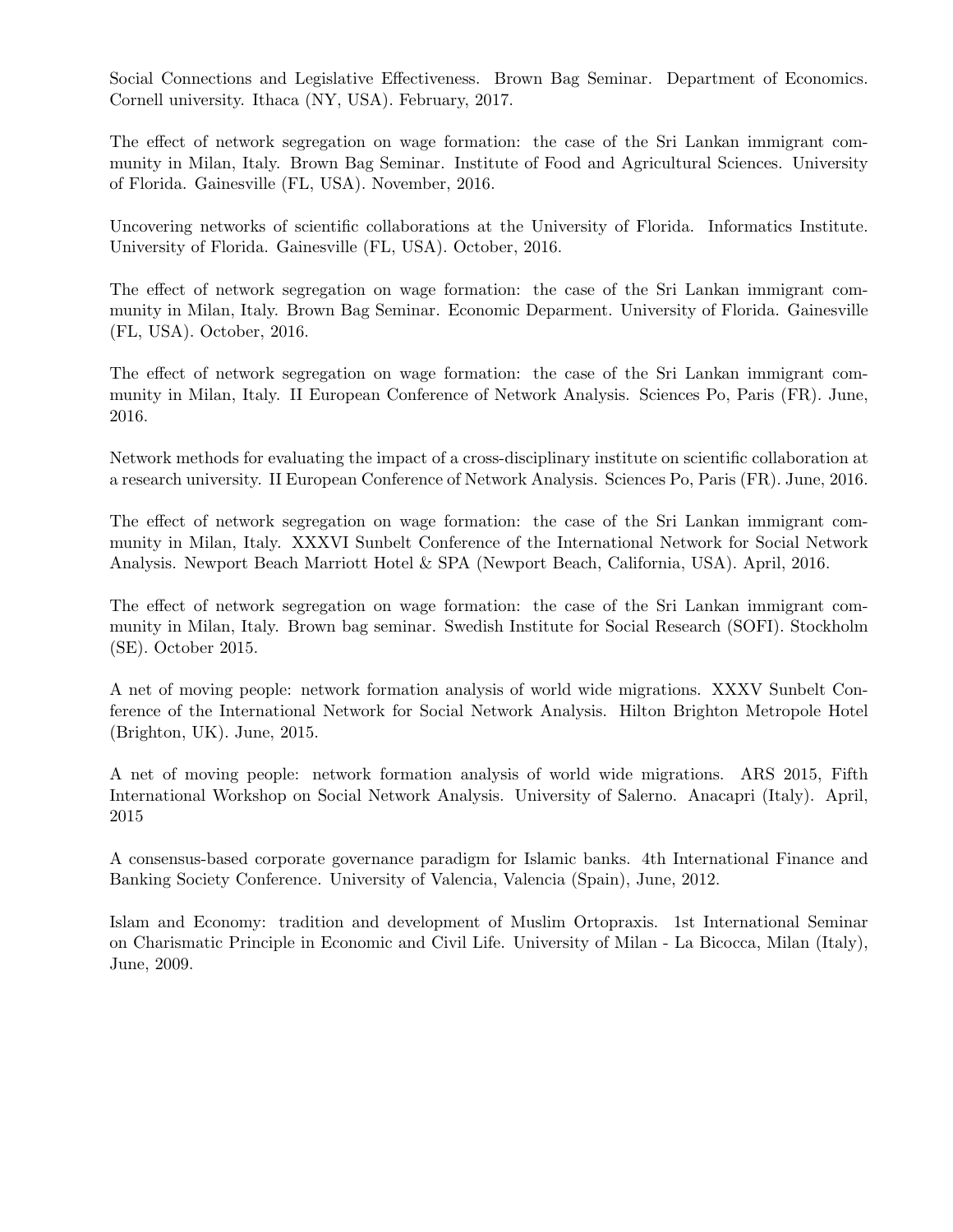Social Connections and Legislative Effectiveness. Brown Bag Seminar. Department of Economics. Cornell university. Ithaca (NY, USA). February, 2017.

The effect of network segregation on wage formation: the case of the Sri Lankan immigrant community in Milan, Italy. Brown Bag Seminar. Institute of Food and Agricultural Sciences. University of Florida. Gainesville (FL, USA). November, 2016.

Uncovering networks of scientific collaborations at the University of Florida. Informatics Institute. University of Florida. Gainesville (FL, USA). October, 2016.

The effect of network segregation on wage formation: the case of the Sri Lankan immigrant community in Milan, Italy. Brown Bag Seminar. Economic Deparment. University of Florida. Gainesville (FL, USA). October, 2016.

The effect of network segregation on wage formation: the case of the Sri Lankan immigrant community in Milan, Italy. II European Conference of Network Analysis. Sciences Po, Paris (FR). June, 2016.

Network methods for evaluating the impact of a cross-disciplinary institute on scientific collaboration at a research university. II European Conference of Network Analysis. Sciences Po, Paris (FR). June, 2016.

The effect of network segregation on wage formation: the case of the Sri Lankan immigrant community in Milan, Italy. XXXVI Sunbelt Conference of the International Network for Social Network Analysis. Newport Beach Marriott Hotel & SPA (Newport Beach, California, USA). April, 2016.

The effect of network segregation on wage formation: the case of the Sri Lankan immigrant community in Milan, Italy. Brown bag seminar. Swedish Institute for Social Research (SOFI). Stockholm (SE). October 2015.

A net of moving people: network formation analysis of world wide migrations. XXXV Sunbelt Conference of the International Network for Social Network Analysis. Hilton Brighton Metropole Hotel (Brighton, UK). June, 2015.

A net of moving people: network formation analysis of world wide migrations. ARS 2015, Fifth International Workshop on Social Network Analysis. University of Salerno. Anacapri (Italy). April, 2015

A consensus-based corporate governance paradigm for Islamic banks. 4th International Finance and Banking Society Conference. University of Valencia, Valencia (Spain), June, 2012.

Islam and Economy: tradition and development of Muslim Ortopraxis. 1st International Seminar on Charismatic Principle in Economic and Civil Life. University of Milan - La Bicocca, Milan (Italy), June, 2009.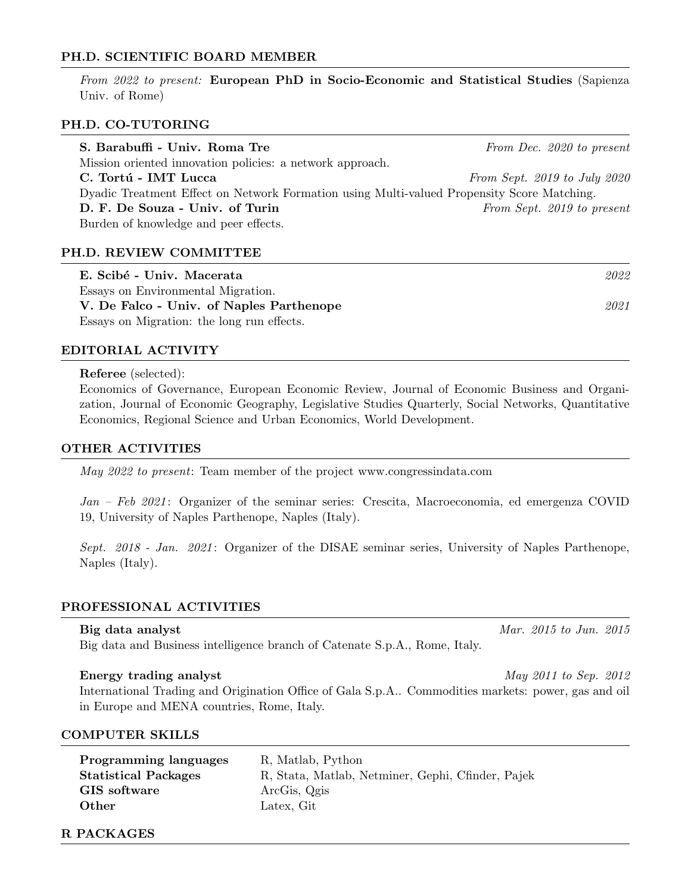## PH.D. SCIENTIFIC BOARD MEMBER

*From 2022 to present:* **European PhD in Socio-Economic and Statistical Studies** (Sapienza Univ. of Rome)

## PH.D. CO-TUTORING

**S. Barabuffi - Univ. Roma Tre** *From Dec. 2020 to present*
Mission oriented innovation policies: a network approach.

**C. Tortú - IMT Lucca** *From Sept. 2019 to July 2020*
Dyadic Treatment Effect on Network Formation using Multi-valued Propensity Score Matching.

**D. F. De Souza - Univ. of Turin** *From Sept. 2019 to present*
Burden of knowledge and peer effects.

## PH.D. REVIEW COMMITTEE

**E. Scibé - Univ. Macerata** *2022*
Essays on Environmental Migration.

**V. De Falco - Univ. of Naples Parthenope** *2021*
Essays on Migration: the long run effects.

## EDITORIAL ACTIVITY

**Referee** (selected):
Economics of Governance, European Economic Review, Journal of Economic Business and Organization, Journal of Economic Geography, Legislative Studies Quarterly, Social Networks, Quantitative Economics, Regional Science and Urban Economics, World Development.

## OTHER ACTIVITIES

*May 2022 to present*: Team member of the project www.congressindata.com

*Jan – Feb 2021*: Organizer of the seminar series: Crescita, Macroeconomia, ed emergenza COVID 19, University of Naples Parthenope, Naples (Italy).

*Sept. 2018 - Jan. 2021*: Organizer of the DISAE seminar series, University of Naples Parthenope, Naples (Italy).

## PROFESSIONAL ACTIVITIES

**Big data analyst** *Mar. 2015 to Jun. 2015*
Big data and Business intelligence branch of Catenate S.p.A., Rome, Italy.

**Energy trading analyst** *May 2011 to Sep. 2012*
International Trading and Origination Office of Gala S.p.A.. Commodities markets: power, gas and oil in Europe and MENA countries, Rome, Italy.

## COMPUTER SKILLS

| | |
|---|---|
| **Programming languages** | R, Matlab, Python |
| **Statistical Packages** | R, Stata, Matlab, Netminer, Gephi, Cfinder, Pajek |
| **GIS software** | ArcGis, Qgis |
| **Other** | Latex, Git |

## R PACKAGES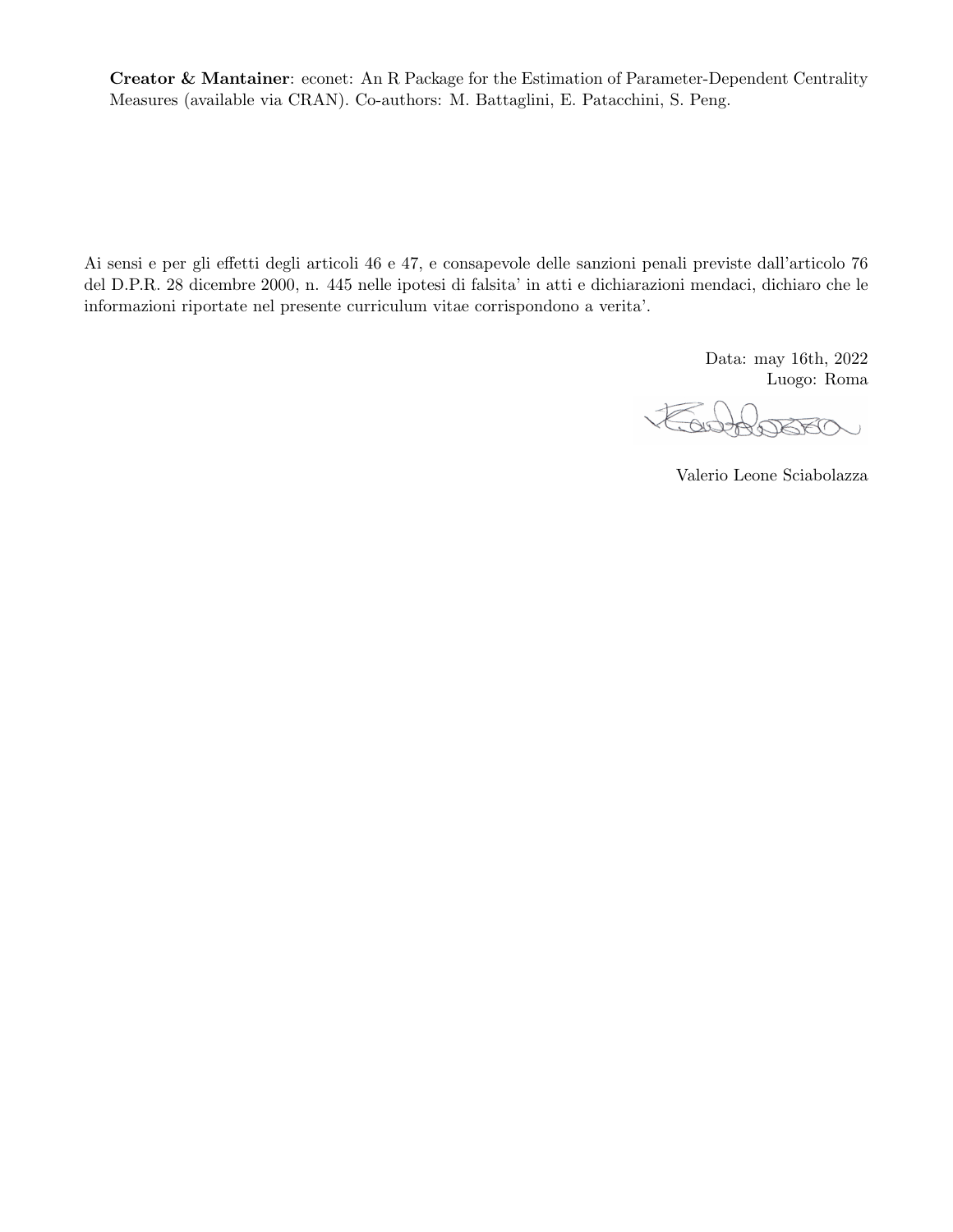**Creator & Mantainer**: econet: An R Package for the Estimation of Parameter-Dependent Centrality Measures (available via CRAN). Co-authors: M. Battaglini, E. Patacchini, S. Peng.

Ai sensi e per gli effetti degli articoli 46 e 47, e consapevole delle sanzioni penali previste dall'articolo 76 del D.P.R. 28 dicembre 2000, n. 445 nelle ipotesi di falsita' in atti e dichiarazioni mendaci, dichiaro che le informazioni riportate nel presente curriculum vitae corrispondono a verita'.

Data: may 16th, 2022
Luogo: Roma

Valerio Leone Sciabolazza